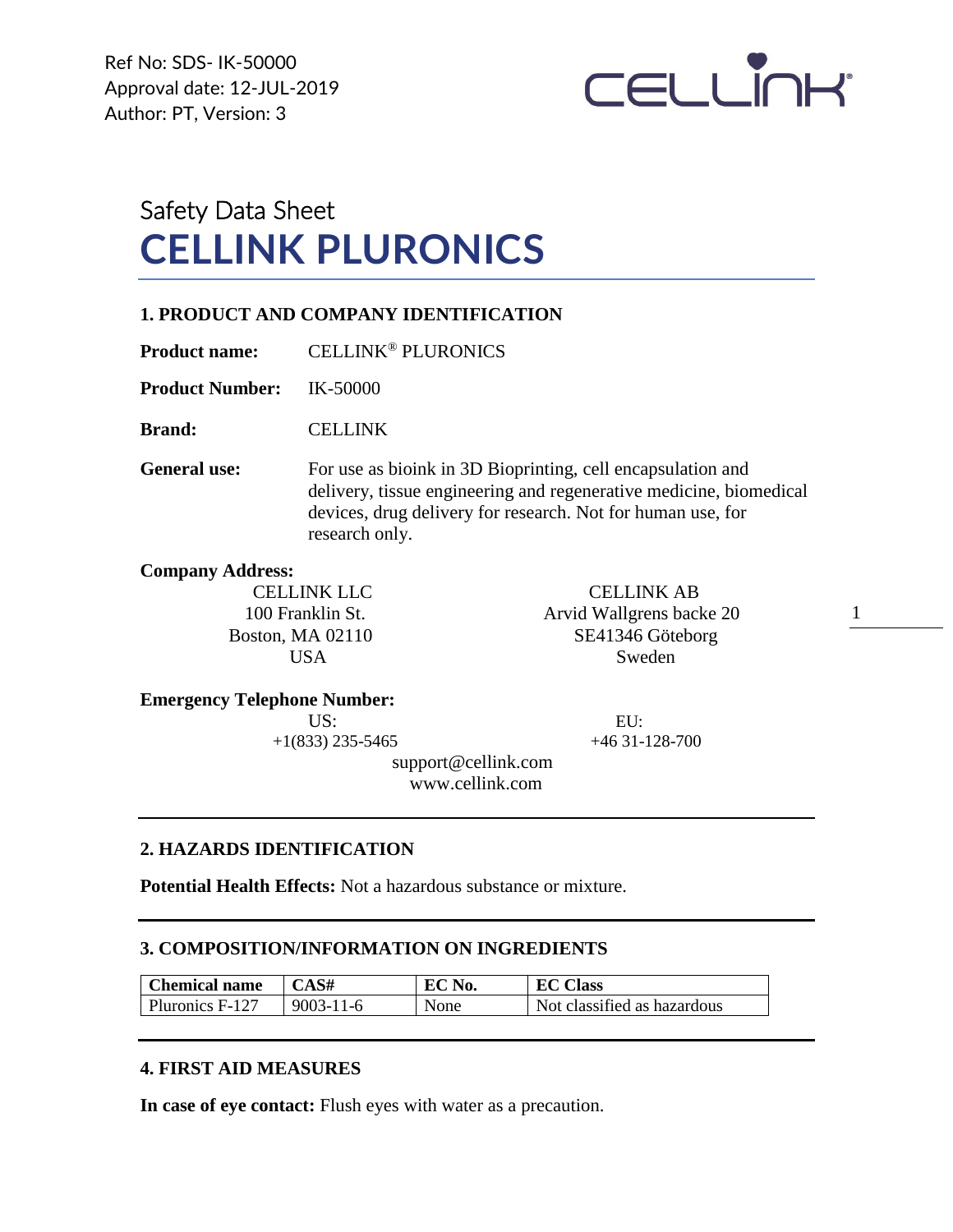Ref No: SDS- IK-50000
Approval date: 12-JUL-2019
Author: PT, Version: 3

# Safety Data Sheet
# CELLINK PLURONICS

## 1. PRODUCT AND COMPANY IDENTIFICATION

**Product name:** CELLINK® PLURONICS

**Product Number:** IK-50000

**Brand:** CELLINK

**General use:** For use as bioink in 3D Bioprinting, cell encapsulation and delivery, tissue engineering and regenerative medicine, biomedical devices, drug delivery for research. Not for human use, for research only.

**Company Address:**

CELLINK LLC
100 Franklin St.
Boston, MA 02110
USA

CELLINK AB
Arvid Wallgrens backe 20
SE41346 Göteborg
Sweden

**Emergency Telephone Number:**

US:
+1(833) 235-5465

EU:
+46 31-128-700

support@cellink.com
www.cellink.com

## 2. HAZARDS IDENTIFICATION

**Potential Health Effects:** Not a hazardous substance or mixture.

## 3. COMPOSITION/INFORMATION ON INGREDIENTS

| Chemical name | CAS# | EC No. | EC Class |
|---|---|---|---|
| Pluronics F-127 | 9003-11-6 | None | Not classified as hazardous |

## 4. FIRST AID MEASURES

**In case of eye contact:** Flush eyes with water as a precaution.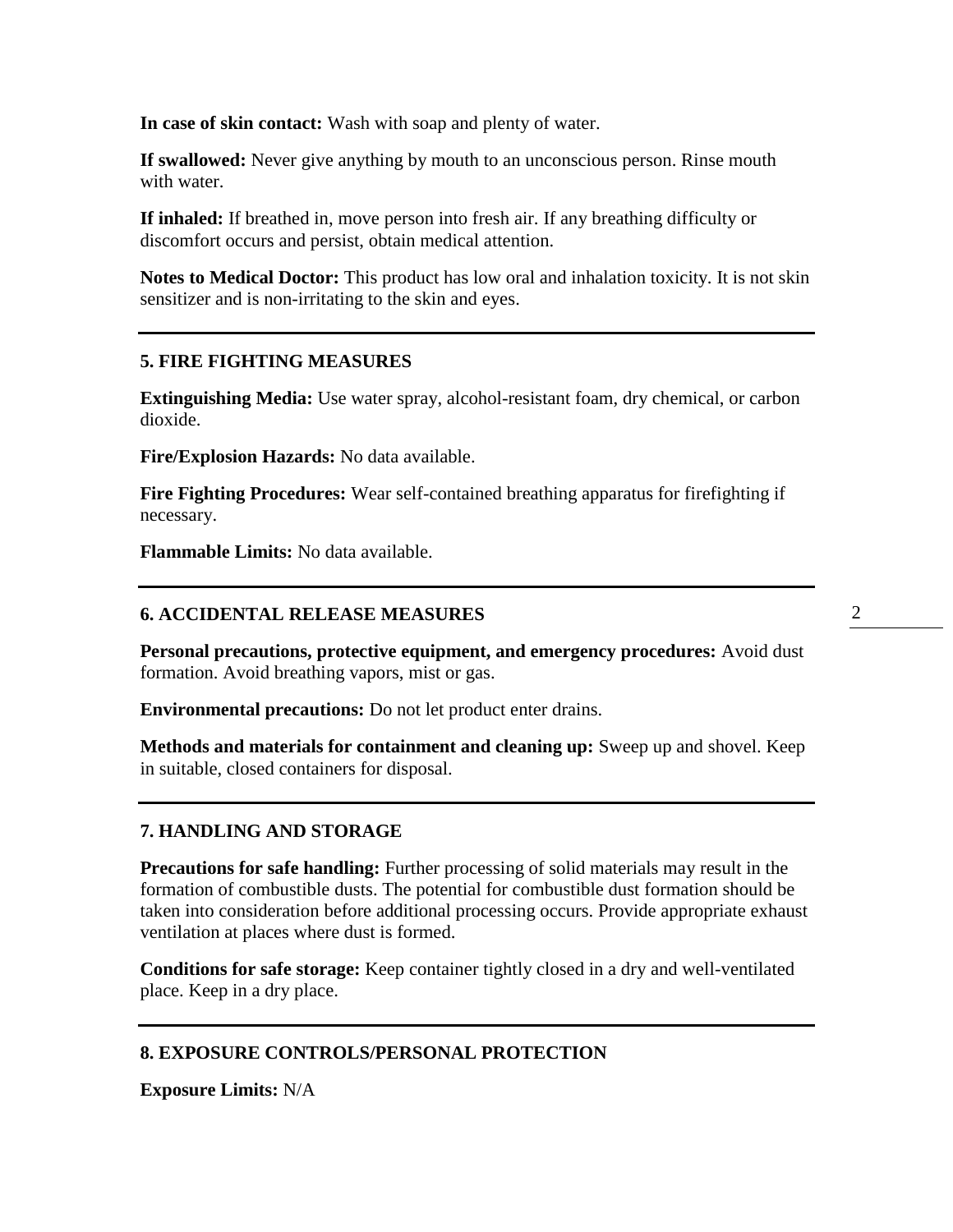**In case of skin contact:** Wash with soap and plenty of water.

**If swallowed:** Never give anything by mouth to an unconscious person. Rinse mouth with water.

**If inhaled:** If breathed in, move person into fresh air. If any breathing difficulty or discomfort occurs and persist, obtain medical attention.

**Notes to Medical Doctor:** This product has low oral and inhalation toxicity. It is not skin sensitizer and is non-irritating to the skin and eyes.

---

## 5. FIRE FIGHTING MEASURES

**Extinguishing Media:** Use water spray, alcohol-resistant foam, dry chemical, or carbon dioxide.

**Fire/Explosion Hazards:** No data available.

**Fire Fighting Procedures:** Wear self-contained breathing apparatus for firefighting if necessary.

**Flammable Limits:** No data available.

---

## 6. ACCIDENTAL RELEASE MEASURES

**Personal precautions, protective equipment, and emergency procedures:** Avoid dust formation. Avoid breathing vapors, mist or gas.

**Environmental precautions:** Do not let product enter drains.

**Methods and materials for containment and cleaning up:** Sweep up and shovel. Keep in suitable, closed containers for disposal.

---

## 7. HANDLING AND STORAGE

**Precautions for safe handling:** Further processing of solid materials may result in the formation of combustible dusts. The potential for combustible dust formation should be taken into consideration before additional processing occurs. Provide appropriate exhaust ventilation at places where dust is formed.

**Conditions for safe storage:** Keep container tightly closed in a dry and well-ventilated place. Keep in a dry place.

---

## 8. EXPOSURE CONTROLS/PERSONAL PROTECTION

**Exposure Limits:** N/A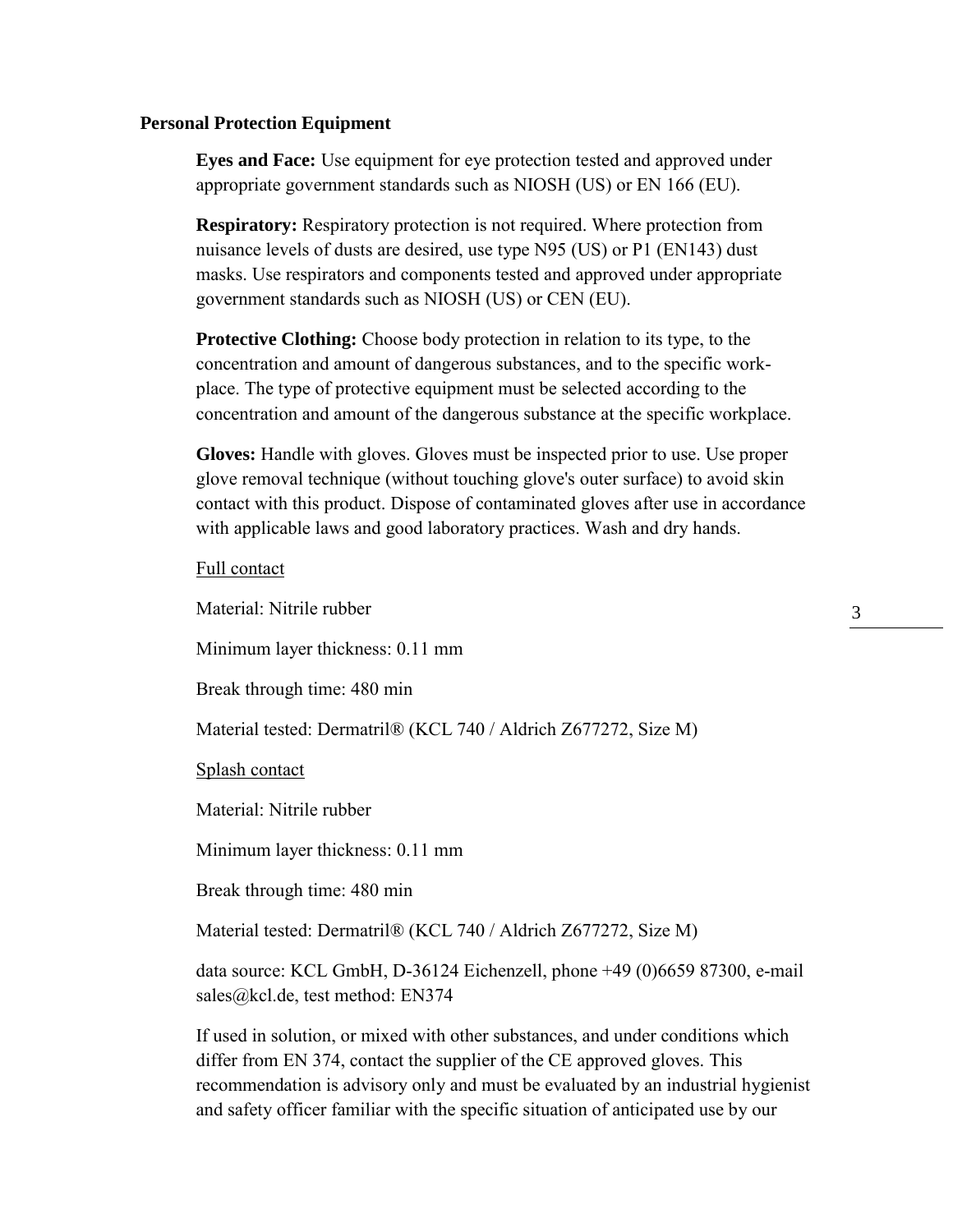**Personal Protection Equipment**

**Eyes and Face:** Use equipment for eye protection tested and approved under appropriate government standards such as NIOSH (US) or EN 166 (EU).

**Respiratory:** Respiratory protection is not required. Where protection from nuisance levels of dusts are desired, use type N95 (US) or P1 (EN143) dust masks. Use respirators and components tested and approved under appropriate government standards such as NIOSH (US) or CEN (EU).

**Protective Clothing:** Choose body protection in relation to its type, to the concentration and amount of dangerous substances, and to the specific work-place. The type of protective equipment must be selected according to the concentration and amount of the dangerous substance at the specific workplace.

**Gloves:** Handle with gloves. Gloves must be inspected prior to use. Use proper glove removal technique (without touching glove's outer surface) to avoid skin contact with this product. Dispose of contaminated gloves after use in accordance with applicable laws and good laboratory practices. Wash and dry hands.

<u>Full contact</u>

Material: Nitrile rubber

Minimum layer thickness: 0.11 mm

Break through time: 480 min

Material tested: Dermatril® (KCL 740 / Aldrich Z677272, Size M)

<u>Splash contact</u>

Material: Nitrile rubber

Minimum layer thickness: 0.11 mm

Break through time: 480 min

Material tested: Dermatril® (KCL 740 / Aldrich Z677272, Size M)

data source: KCL GmbH, D-36124 Eichenzell, phone +49 (0)6659 87300, e-mail sales@kcl.de, test method: EN374

If used in solution, or mixed with other substances, and under conditions which differ from EN 374, contact the supplier of the CE approved gloves. This recommendation is advisory only and must be evaluated by an industrial hygienist and safety officer familiar with the specific situation of anticipated use by our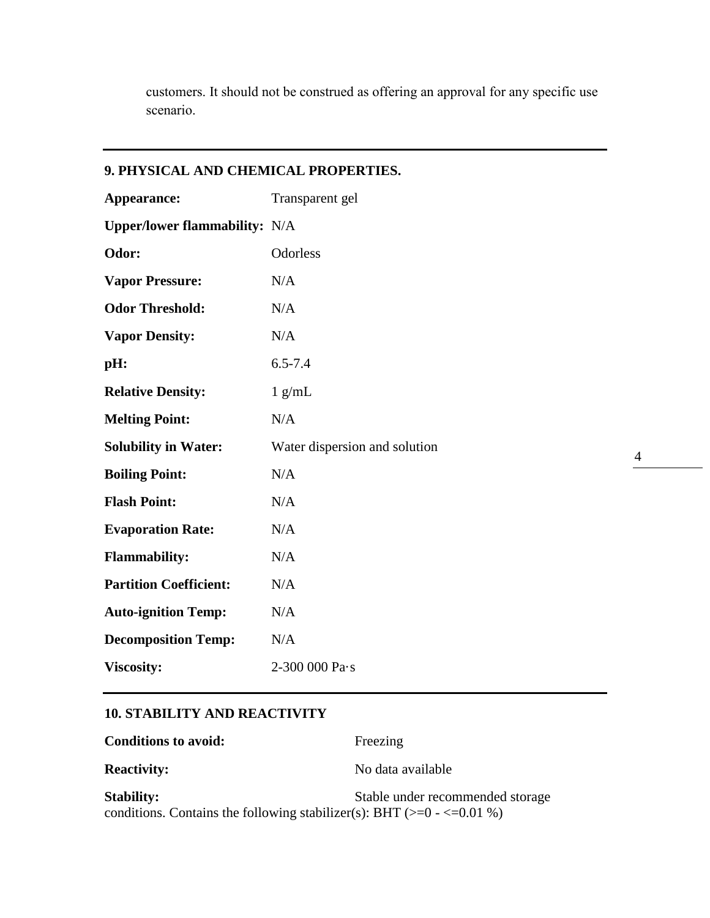customers. It should not be construed as offering an approval for any specific use scenario.

## 9. PHYSICAL AND CHEMICAL PROPERTIES.

| | |
|---|---|
| **Appearance:** | Transparent gel |
| **Upper/lower flammability:** | N/A |
| **Odor:** | Odorless |
| **Vapor Pressure:** | N/A |
| **Odor Threshold:** | N/A |
| **Vapor Density:** | N/A |
| **pH:** | 6.5-7.4 |
| **Relative Density:** | 1 g/mL |
| **Melting Point:** | N/A |
| **Solubility in Water:** | Water dispersion and solution |
| **Boiling Point:** | N/A |
| **Flash Point:** | N/A |
| **Evaporation Rate:** | N/A |
| **Flammability:** | N/A |
| **Partition Coefficient:** | N/A |
| **Auto-ignition Temp:** | N/A |
| **Decomposition Temp:** | N/A |
| **Viscosity:** | 2-300 000 Pa·s |

## 10. STABILITY AND REACTIVITY

| | |
|---|---|
| **Conditions to avoid:** | Freezing |
| **Reactivity:** | No data available |

**Stability:** Stable under recommended storage conditions. Contains the following stabilizer(s): BHT (>=0 - <=0.01 %)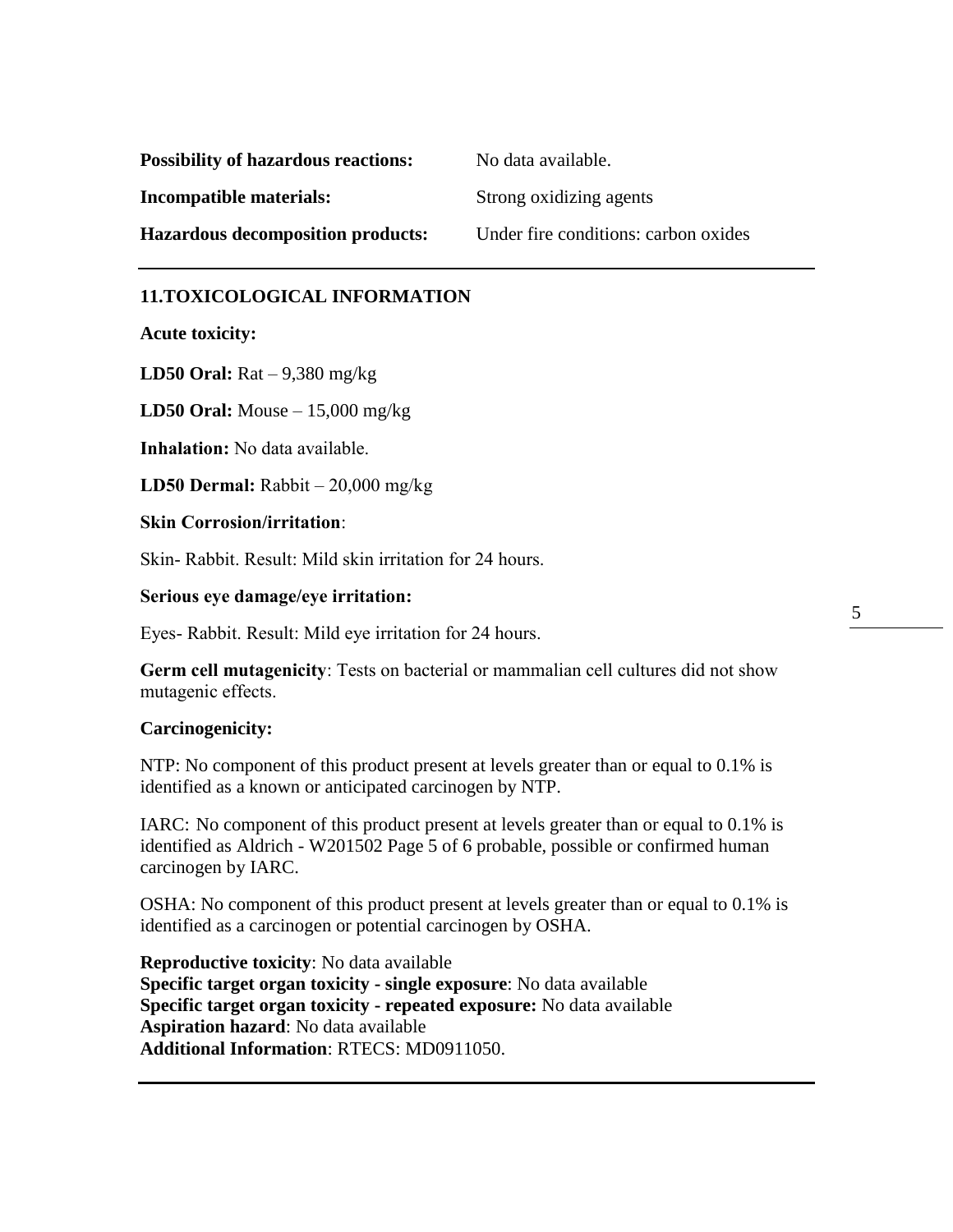**Possibility of hazardous reactions:** No data available.

**Incompatible materials:** Strong oxidizing agents

**Hazardous decomposition products:** Under fire conditions: carbon oxides

---

## 11.TOXICOLOGICAL INFORMATION

**Acute toxicity:**

**LD50 Oral:** Rat – 9,380 mg/kg

**LD50 Oral:** Mouse – 15,000 mg/kg

**Inhalation:** No data available.

**LD50 Dermal:** Rabbit – 20,000 mg/kg

**Skin Corrosion/irritation**:

Skin- Rabbit. Result: Mild skin irritation for 24 hours.

**Serious eye damage/eye irritation:**

Eyes- Rabbit. Result: Mild eye irritation for 24 hours.

**Germ cell mutagenicity**: Tests on bacterial or mammalian cell cultures did not show mutagenic effects.

**Carcinogenicity:**

NTP: No component of this product present at levels greater than or equal to 0.1% is identified as a known or anticipated carcinogen by NTP.

IARC: No component of this product present at levels greater than or equal to 0.1% is identified as Aldrich - W201502 Page 5 of 6 probable, possible or confirmed human carcinogen by IARC.

OSHA: No component of this product present at levels greater than or equal to 0.1% is identified as a carcinogen or potential carcinogen by OSHA.

**Reproductive toxicity**: No data available
**Specific target organ toxicity - single exposure**: No data available
**Specific target organ toxicity - repeated exposure:** No data available
**Aspiration hazard**: No data available
**Additional Information**: RTECS: MD0911050.

---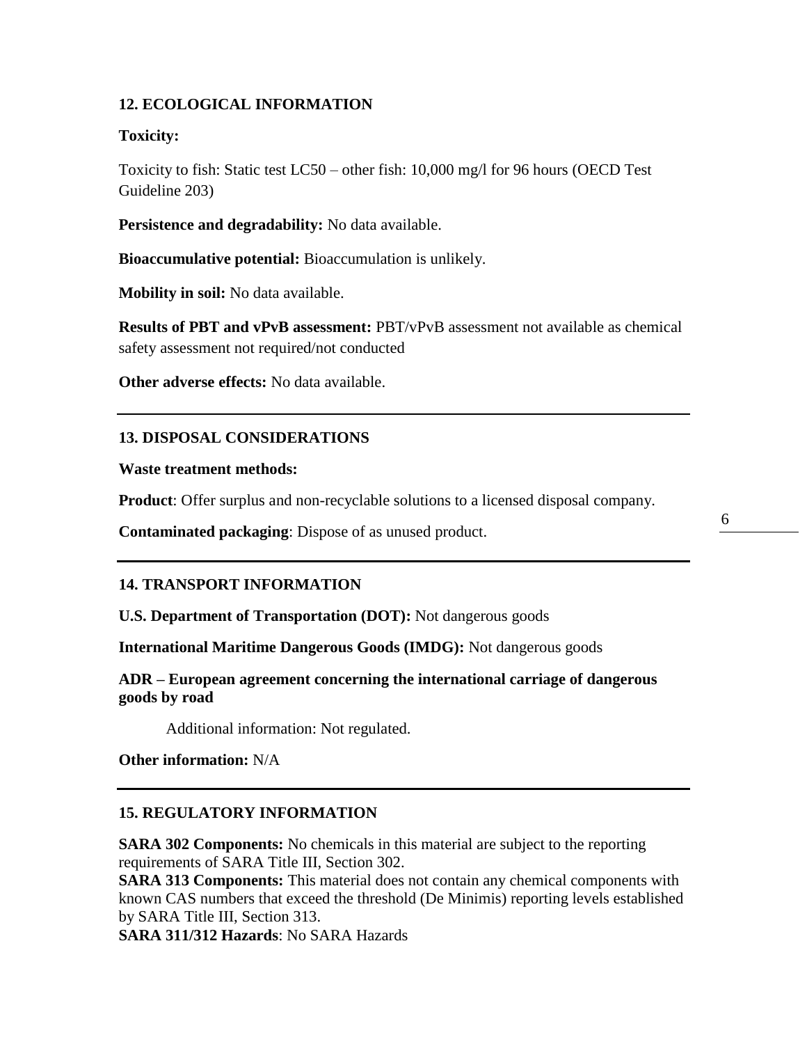## 12. ECOLOGICAL INFORMATION

**Toxicity:**

Toxicity to fish: Static test LC50 – other fish: 10,000 mg/l for 96 hours (OECD Test Guideline 203)

**Persistence and degradability:** No data available.

**Bioaccumulative potential:** Bioaccumulation is unlikely.

**Mobility in soil:** No data available.

**Results of PBT and vPvB assessment:** PBT/vPvB assessment not available as chemical safety assessment not required/not conducted

**Other adverse effects:** No data available.

---

## 13. DISPOSAL CONSIDERATIONS

**Waste treatment methods:**

**Product**: Offer surplus and non-recyclable solutions to a licensed disposal company.

**Contaminated packaging**: Dispose of as unused product.

---

## 14. TRANSPORT INFORMATION

**U.S. Department of Transportation (DOT):** Not dangerous goods

**International Maritime Dangerous Goods (IMDG):** Not dangerous goods

**ADR – European agreement concerning the international carriage of dangerous goods by road**

Additional information: Not regulated.

**Other information:** N/A

---

## 15. REGULATORY INFORMATION

**SARA 302 Components:** No chemicals in this material are subject to the reporting requirements of SARA Title III, Section 302.
**SARA 313 Components:** This material does not contain any chemical components with known CAS numbers that exceed the threshold (De Minimis) reporting levels established by SARA Title III, Section 313.
**SARA 311/312 Hazards**: No SARA Hazards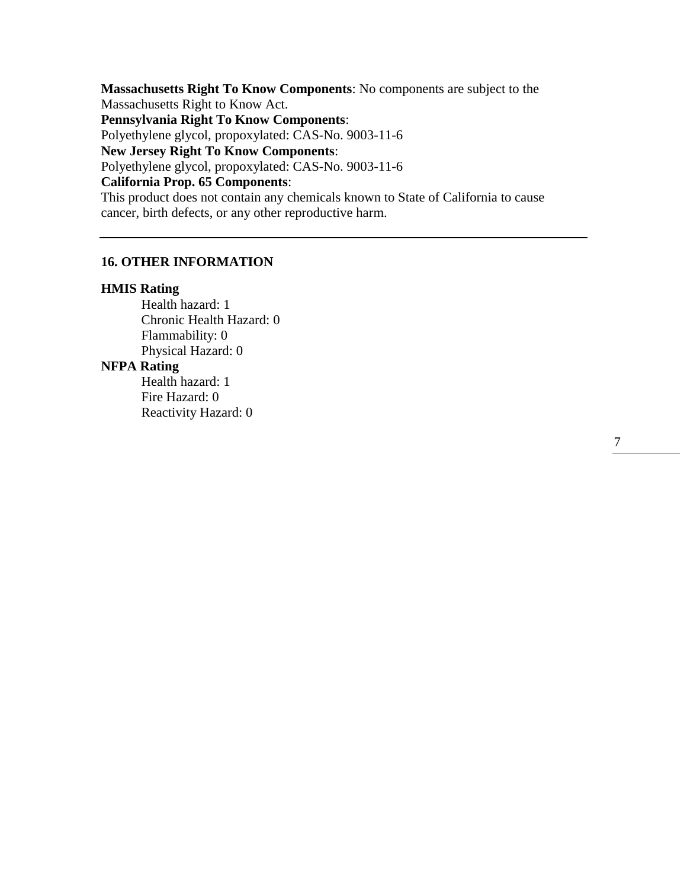**Massachusetts Right To Know Components**: No components are subject to the Massachusetts Right to Know Act.

**Pennsylvania Right To Know Components**:
Polyethylene glycol, propoxylated: CAS-No. 9003-11-6

**New Jersey Right To Know Components**:
Polyethylene glycol, propoxylated: CAS-No. 9003-11-6

**California Prop. 65 Components**:
This product does not contain any chemicals known to State of California to cause cancer, birth defects, or any other reproductive harm.

---

## 16. OTHER INFORMATION

**HMIS Rating**

- Health hazard: 1
- Chronic Health Hazard: 0
- Flammability: 0
- Physical Hazard: 0

**NFPA Rating**

- Health hazard: 1
- Fire Hazard: 0
- Reactivity Hazard: 0